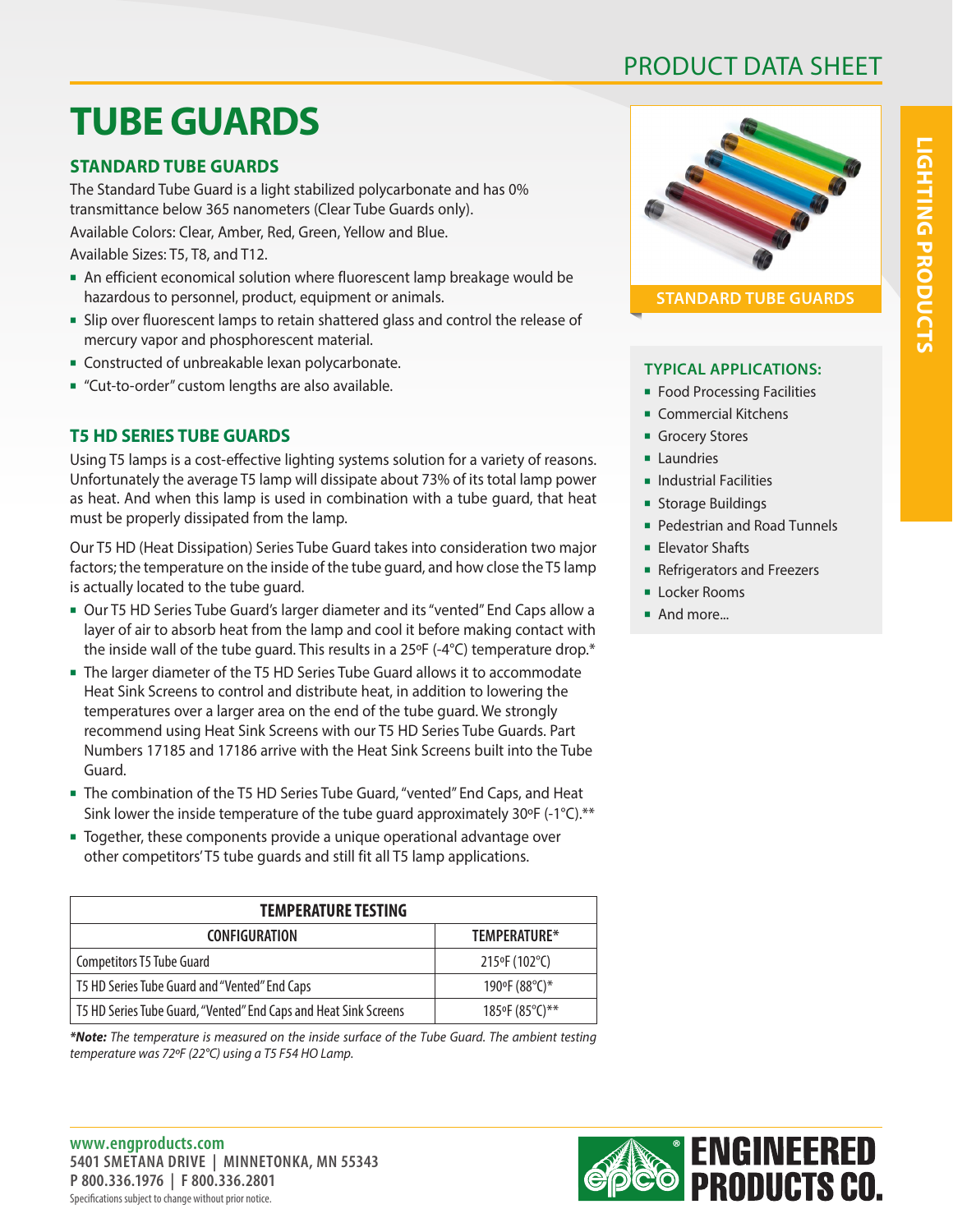PRODUCT DATA SHEET

# TUBE GUARDS

## STANDARD TUBE GUARDS

The Standard Tube Guard is a light stabilized polycarbonate and has 0% transmittance below 365 nanometers (Clear Tube Guards only).

Available Colors: Clear, Amber, Red, Green, Yellow and Blue.

Available Sizes: T5, T8, and T12.

- An efficient economical solution where fluorescent lamp breakage would be hazardous to personnel, product, equipment or animals.
- Slip over fluorescent lamps to retain shattered glass and control the release of mercury vapor and phosphorescent material.
- Constructed of unbreakable lexan polycarbonate.
- "Cut-to-order" custom lengths are also available.

## T5 HD SERIES TUBE GUARDS

Using T5 lamps is a cost-effective lighting systems solution for a variety of reasons. Unfortunately the average T5 lamp will dissipate about 73% of its total lamp power as heat. And when this lamp is used in combination with a tube guard, that heat must be properly dissipated from the lamp.

Our T5 HD (Heat Dissipation) Series Tube Guard takes into consideration two major factors; the temperature on the inside of the tube guard, and how close the T5 lamp is actually located to the tube guard.

- Our T5 HD Series Tube Guard's larger diameter and its "vented" End Caps allow a layer of air to absorb heat from the lamp and cool it before making contact with the inside wall of the tube guard. This results in a 25ºF (-4°C) temperature drop.*
- The larger diameter of the T5 HD Series Tube Guard allows it to accommodate Heat Sink Screens to control and distribute heat, in addition to lowering the temperatures over a larger area on the end of the tube guard. We strongly recommend using Heat Sink Screens with our T5 HD Series Tube Guards. Part Numbers 17185 and 17186 arrive with the Heat Sink Screens built into the Tube Guard.
- The combination of the T5 HD Series Tube Guard, "vented" End Caps, and Heat Sink lower the inside temperature of the tube guard approximately 30ºF (-1°C).**
- Together, these components provide a unique operational advantage over other competitors' T5 tube guards and still fit all T5 lamp applications.

| TEMPERATURE TESTING | |
|---|---|
| CONFIGURATION | TEMPERATURE* |
| Competitors T5 Tube Guard | 215ºF (102°C) |
| T5 HD Series Tube Guard and "Vented" End Caps | 190ºF (88°C)* |
| T5 HD Series Tube Guard, "Vented" End Caps and Heat Sink Screens | 185ºF (85°C)** |

***Note:** *The temperature is measured on the inside surface of the Tube Guard. The ambient testing temperature was 72ºF (22°C) using a T5 F54 HO Lamp.*

STANDARD TUBE GUARDS

### TYPICAL APPLICATIONS:

- Food Processing Facilities
- Commercial Kitchens
- Grocery Stores
- Laundries
- Industrial Facilities
- Storage Buildings
- Pedestrian and Road Tunnels
- Elevator Shafts
- Refrigerators and Freezers
- Locker Rooms
- And more...

LIGHTING PRODUCTS

**www.engproducts.com**
**5401 SMETANA DRIVE | MINNETONKA, MN 55343**
**P 800.336.1976 | F 800.336.2801**
Specifications subject to change without prior notice.

ENGINEERED PRODUCTS CO.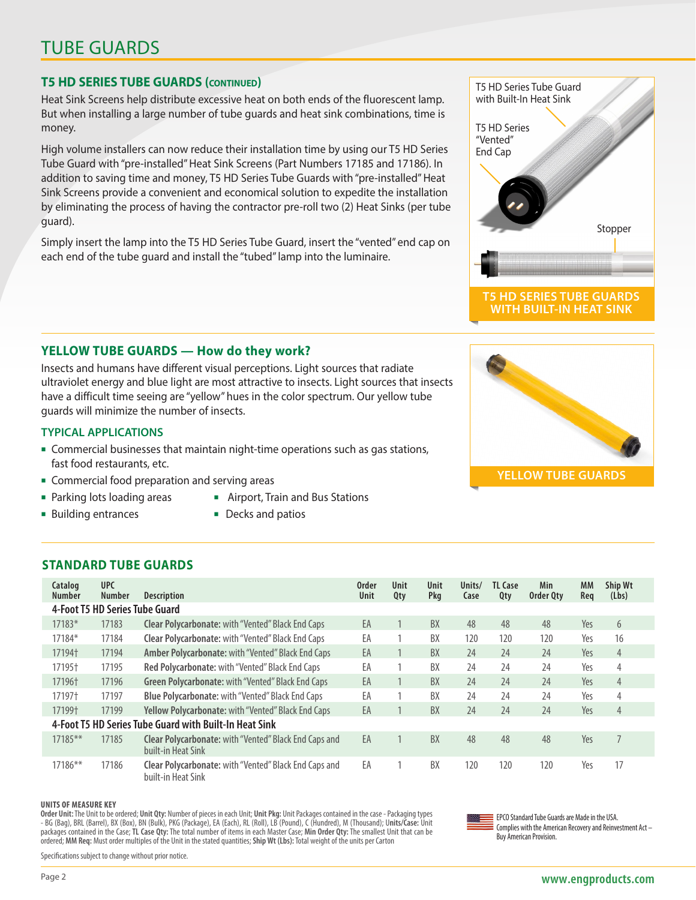# TUBE GUARDS

## T5 HD SERIES TUBE GUARDS (CONTINUED)

Heat Sink Screens help distribute excessive heat on both ends of the fluorescent lamp. But when installing a large number of tube guards and heat sink combinations, time is money.

High volume installers can now reduce their installation time by using our T5 HD Series Tube Guard with "pre-installed" Heat Sink Screens (Part Numbers 17185 and 17186). In addition to saving time and money, T5 HD Series Tube Guards with "pre-installed" Heat Sink Screens provide a convenient and economical solution to expedite the installation by eliminating the process of having the contractor pre-roll two (2) Heat Sinks (per tube guard).

Simply insert the lamp into the T5 HD Series Tube Guard, insert the "vented" end cap on each end of the tube guard and install the "tubed" lamp into the luminaire.

T5 HD Series Tube Guard with Built-In Heat Sink

T5 HD Series "Vented" End Cap

Stopper

T5 HD SERIES TUBE GUARDS WITH BUILT-IN HEAT SINK

## YELLOW TUBE GUARDS — How do they work?

Insects and humans have different visual perceptions. Light sources that radiate ultraviolet energy and blue light are most attractive to insects. Light sources that insects have a difficult time seeing are "yellow" hues in the color spectrum. Our yellow tube guards will minimize the number of insects.

### TYPICAL APPLICATIONS

- Commercial businesses that maintain night-time operations such as gas stations, fast food restaurants, etc.
- Commercial food preparation and serving areas
- Parking lots loading areas
- Building entrances
- Airport, Train and Bus Stations
- Decks and patios

YELLOW TUBE GUARDS

## STANDARD TUBE GUARDS

| Catalog Number | UPC Number | Description | Order Unit | Unit Qty | Unit Pkg | Units/ Case | TL Case Qty | Min Order Qty | MM Req | Ship Wt (Lbs) |
|---|---|---|---|---|---|---|---|---|---|---|
| **4-Foot T5 HD Series Tube Guard** | | | | | | | | | | |
| 17183* | 17183 | **Clear Polycarbonate:** with "Vented" Black End Caps | EA | 1 | BX | 48 | 48 | 48 | Yes | 6 |
| 17184* | 17184 | **Clear Polycarbonate:** with "Vented" Black End Caps | EA | 1 | BX | 120 | 120 | 120 | Yes | 16 |
| 17194† | 17194 | **Amber Polycarbonate:** with "Vented" Black End Caps | EA | 1 | BX | 24 | 24 | 24 | Yes | 4 |
| 17195† | 17195 | **Red Polycarbonate:** with "Vented" Black End Caps | EA | 1 | BX | 24 | 24 | 24 | Yes | 4 |
| 17196† | 17196 | **Green Polycarbonate:** with "Vented" Black End Caps | EA | 1 | BX | 24 | 24 | 24 | Yes | 4 |
| 17197† | 17197 | **Blue Polycarbonate:** with "Vented" Black End Caps | EA | 1 | BX | 24 | 24 | 24 | Yes | 4 |
| 17199† | 17199 | **Yellow Polycarbonate:** with "Vented" Black End Caps | EA | 1 | BX | 24 | 24 | 24 | Yes | 4 |
| **4-Foot T5 HD Series Tube Guard with Built-In Heat Sink** | | | | | | | | | | |
| 17185** | 17185 | **Clear Polycarbonate:** with "Vented" Black End Caps and built-in Heat Sink | EA | 1 | BX | 48 | 48 | 48 | Yes | 7 |
| 17186** | 17186 | **Clear Polycarbonate:** with "Vented" Black End Caps and built-in Heat Sink | EA | 1 | BX | 120 | 120 | 120 | Yes | 17 |

**UNITS OF MEASURE KEY**
**Order Unit:** The Unit to be ordered; **Unit Qty:** Number of pieces in each Unit; **Unit Pkg:** Unit Packages contained in the case - Packaging types - BG (Bag), BRL (Barrel), BX (Box), BN (Bulk), PKG (Package), EA (Each), RL (Roll), LB (Pound), C (Hundred), M (Thousand); **Units/Case:** Unit packages contained in the Case; **TL Case Qty:** The total number of items in each Master Case; **Min Order Qty:** The smallest Unit that can be ordered; **MM Req:** Must order multiples of the Unit in the stated quantities; **Ship Wt (Lbs):** Total weight of the units per Carton

EPCO Standard Tube Guards are Made in the USA. Complies with the American Recovery and Reinvestment Act – Buy American Provision.

Specifications subject to change without prior notice.

www.engproducts.com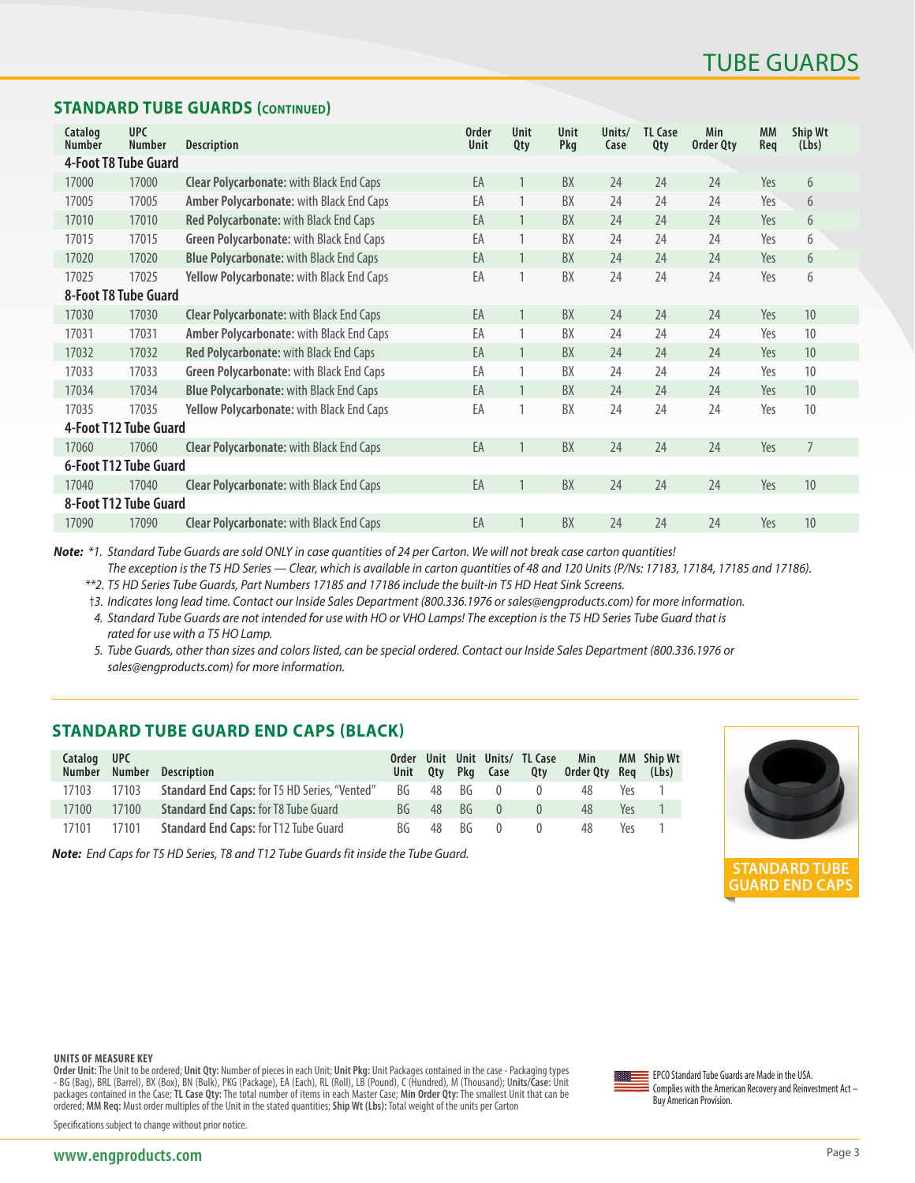# TUBE GUARDS

## STANDARD TUBE GUARDS (CONTINUED)

| Catalog Number | UPC Number | Description | Order Unit | Unit Qty | Unit Pkg | Units/ Case | TL Case Qty | Min Order Qty | MM Req | Ship Wt (Lbs) |
|---|---|---|---|---|---|---|---|---|---|---|
| **4-Foot T8 Tube Guard** | | | | | | | | | | |
| 17000 | 17000 | **Clear Polycarbonate:** with Black End Caps | EA | 1 | BX | 24 | 24 | 24 | Yes | 6 |
| 17005 | 17005 | **Amber Polycarbonate:** with Black End Caps | EA | 1 | BX | 24 | 24 | 24 | Yes | 6 |
| 17010 | 17010 | **Red Polycarbonate:** with Black End Caps | EA | 1 | BX | 24 | 24 | 24 | Yes | 6 |
| 17015 | 17015 | **Green Polycarbonate:** with Black End Caps | EA | 1 | BX | 24 | 24 | 24 | Yes | 6 |
| 17020 | 17020 | **Blue Polycarbonate:** with Black End Caps | EA | 1 | BX | 24 | 24 | 24 | Yes | 6 |
| 17025 | 17025 | **Yellow Polycarbonate:** with Black End Caps | EA | 1 | BX | 24 | 24 | 24 | Yes | 6 |
| **8-Foot T8 Tube Guard** | | | | | | | | | | |
| 17030 | 17030 | **Clear Polycarbonate:** with Black End Caps | EA | 1 | BX | 24 | 24 | 24 | Yes | 10 |
| 17031 | 17031 | **Amber Polycarbonate:** with Black End Caps | EA | 1 | BX | 24 | 24 | 24 | Yes | 10 |
| 17032 | 17032 | **Red Polycarbonate:** with Black End Caps | EA | 1 | BX | 24 | 24 | 24 | Yes | 10 |
| 17033 | 17033 | **Green Polycarbonate:** with Black End Caps | EA | 1 | BX | 24 | 24 | 24 | Yes | 10 |
| 17034 | 17034 | **Blue Polycarbonate:** with Black End Caps | EA | 1 | BX | 24 | 24 | 24 | Yes | 10 |
| 17035 | 17035 | **Yellow Polycarbonate:** with Black End Caps | EA | 1 | BX | 24 | 24 | 24 | Yes | 10 |
| **4-Foot T12 Tube Guard** | | | | | | | | | | |
| 17060 | 17060 | **Clear Polycarbonate:** with Black End Caps | EA | 1 | BX | 24 | 24 | 24 | Yes | 7 |
| **6-Foot T12 Tube Guard** | | | | | | | | | | |
| 17040 | 17040 | **Clear Polycarbonate:** with Black End Caps | EA | 1 | BX | 24 | 24 | 24 | Yes | 10 |
| **8-Foot T12 Tube Guard** | | | | | | | | | | |
| 17090 | 17090 | **Clear Polycarbonate:** with Black End Caps | EA | 1 | BX | 24 | 24 | 24 | Yes | 10 |

***Note:*** *\*1. Standard Tube Guards are sold ONLY in case quantities of 24 per Carton. We will not break case carton quantities! The exception is the T5 HD Series — Clear, which is available in carton quantities of 48 and 120 Units (P/Ns: 17183, 17184, 17185 and 17186).*

*\*\*2. T5 HD Series Tube Guards, Part Numbers 17185 and 17186 include the built-in T5 HD Heat Sink Screens.*

*†3. Indicates long lead time. Contact our Inside Sales Department (800.336.1976 or sales@engproducts.com) for more information.*

*4. Standard Tube Guards are not intended for use with HO or VHO Lamps! The exception is the T5 HD Series Tube Guard that is rated for use with a T5 HO Lamp.*

*5. Tube Guards, other than sizes and colors listed, can be special ordered. Contact our Inside Sales Department (800.336.1976 or sales@engproducts.com) for more information.*

## STANDARD TUBE GUARD END CAPS (BLACK)

| Catalog Number | UPC Number | Description | Order Unit | Unit Qty | Unit Pkg | Units/ Case | TL Case Qty | Min Order Qty | MM Req | Ship Wt (Lbs) |
|---|---|---|---|---|---|---|---|---|---|---|
| 17103 | 17103 | **Standard End Caps:** for T5 HD Series, "Vented" | BG | 48 | BG | 0 | 0 | 48 | Yes | 1 |
| 17100 | 17100 | **Standard End Caps:** for T8 Tube Guard | BG | 48 | BG | 0 | 0 | 48 | Yes | 1 |
| 17101 | 17101 | **Standard End Caps:** for T12 Tube Guard | BG | 48 | BG | 0 | 0 | 48 | Yes | 1 |

***Note:*** *End Caps for T5 HD Series, T8 and T12 Tube Guards fit inside the Tube Guard.*

STANDARD TUBE GUARD END CAPS

**UNITS OF MEASURE KEY**

**Order Unit:** The Unit to be ordered; **Unit Qty:** Number of pieces in each Unit; **Unit Pkg:** Unit Packages contained in the case - Packaging types - BG (Bag), BRL (Barrel), BX (Box), BN (Bulk), PKG (Package), EA (Each), RL (Roll), LB (Pound), C (Hundred), M (Thousand); **Units/Case:** Unit packages contained in the Case; **TL Case Qty:** The total number of items in each Master Case; **Min Order Qty:** The smallest Unit that can be ordered; **MM Req:** Must order multiples of the Unit in the stated quantities; **Ship Wt (Lbs):** Total weight of the units per Carton

EPCO Standard Tube Guards are Made in the USA. Complies with the American Recovery and Reinvestment Act – Buy American Provision.

Specifications subject to change without prior notice.

www.engproducts.com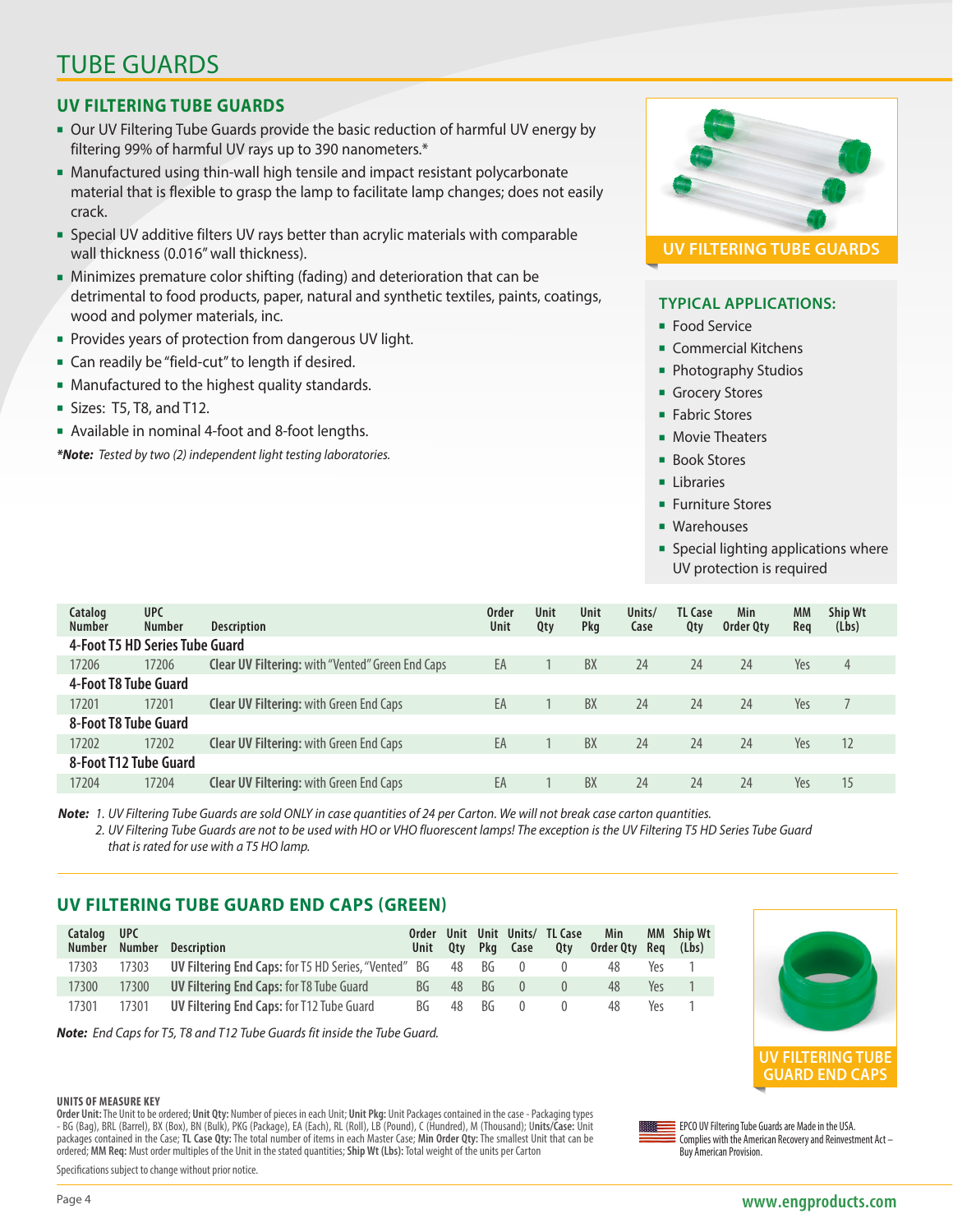# TUBE GUARDS

## UV FILTERING TUBE GUARDS

- Our UV Filtering Tube Guards provide the basic reduction of harmful UV energy by filtering 99% of harmful UV rays up to 390 nanometers.*
- Manufactured using thin-wall high tensile and impact resistant polycarbonate material that is flexible to grasp the lamp to facilitate lamp changes; does not easily crack.
- Special UV additive filters UV rays better than acrylic materials with comparable wall thickness (0.016" wall thickness).
- Minimizes premature color shifting (fading) and deterioration that can be detrimental to food products, paper, natural and synthetic textiles, paints, coatings, wood and polymer materials, inc.
- Provides years of protection from dangerous UV light.
- Can readily be "field-cut" to length if desired.
- Manufactured to the highest quality standards.
- Sizes: T5, T8, and T12.
- Available in nominal 4-foot and 8-foot lengths.

***Note:** Tested by two (2) independent light testing laboratories.*

UV FILTERING TUBE GUARDS

### TYPICAL APPLICATIONS:

- Food Service
- Commercial Kitchens
- Photography Studios
- Grocery Stores
- Fabric Stores
- Movie Theaters
- Book Stores
- Libraries
- Furniture Stores
- Warehouses
- Special lighting applications where UV protection is required

| Catalog Number | UPC Number | Description | Order Unit | Unit Qty | Unit Pkg | Units/ Case | TL Case Qty | Min Order Qty | MM Req | Ship Wt (Lbs) |
|---|---|---|---|---|---|---|---|---|---|---|
| **4-Foot T5 HD Series Tube Guard** | | | | | | | | | | |
| 17206 | 17206 | **Clear UV Filtering:** with "Vented" Green End Caps | EA | 1 | BX | 24 | 24 | 24 | Yes | 4 |
| **4-Foot T8 Tube Guard** | | | | | | | | | | |
| 17201 | 17201 | **Clear UV Filtering:** with Green End Caps | EA | 1 | BX | 24 | 24 | 24 | Yes | 7 |
| **8-Foot T8 Tube Guard** | | | | | | | | | | |
| 17202 | 17202 | **Clear UV Filtering:** with Green End Caps | EA | 1 | BX | 24 | 24 | 24 | Yes | 12 |
| **8-Foot T12 Tube Guard** | | | | | | | | | | |
| 17204 | 17204 | **Clear UV Filtering:** with Green End Caps | EA | 1 | BX | 24 | 24 | 24 | Yes | 15 |

***Note:** 1. UV Filtering Tube Guards are sold ONLY in case quantities of 24 per Carton. We will not break case carton quantities.*
*2. UV Filtering Tube Guards are not to be used with HO or VHO fluorescent lamps! The exception is the UV Filtering T5 HD Series Tube Guard that is rated for use with a T5 HO lamp.*

## UV FILTERING TUBE GUARD END CAPS (GREEN)

| Catalog Number | UPC Number | Description | Order Unit | Unit Qty | Unit Pkg | Units/ Case | TL Case Qty | Min Order Qty | MM Req | Ship Wt (Lbs) |
|---|---|---|---|---|---|---|---|---|---|---|
| 17303 | 17303 | **UV Filtering End Caps:** for T5 HD Series, "Vented" | BG | 48 | BG | 0 | 0 | 48 | Yes | 1 |
| 17300 | 17300 | **UV Filtering End Caps:** for T8 Tube Guard | BG | 48 | BG | 0 | 0 | 48 | Yes | 1 |
| 17301 | 17301 | **UV Filtering End Caps:** for T12 Tube Guard | BG | 48 | BG | 0 | 0 | 48 | Yes | 1 |

***Note:** End Caps for T5, T8 and T12 Tube Guards fit inside the Tube Guard.*

UV FILTERING TUBE GUARD END CAPS

**UNITS OF MEASURE KEY**

**Order Unit:** The Unit to be ordered; **Unit Qty:** Number of pieces in each Unit; **Unit Pkg:** Unit Packages contained in the case - Packaging types - BG (Bag), BRL (Barrel), BX (Box), BN (Bulk), PKG (Package), EA (Each), RL (Roll), LB (Pound), C (Hundred), M (Thousand); **Units/Case:** Unit packages contained in the Case; **TL Case Qty:** The total number of items in each Master Case; **Min Order Qty:** The smallest Unit that can be ordered; **MM Req:** Must order multiples of the Unit in the stated quantities; **Ship Wt (Lbs):** Total weight of the units per Carton

Specifications subject to change without prior notice.

EPCO UV Filtering Tube Guards are Made in the USA. Complies with the American Recovery and Reinvestment Act – Buy American Provision.

www.engproducts.com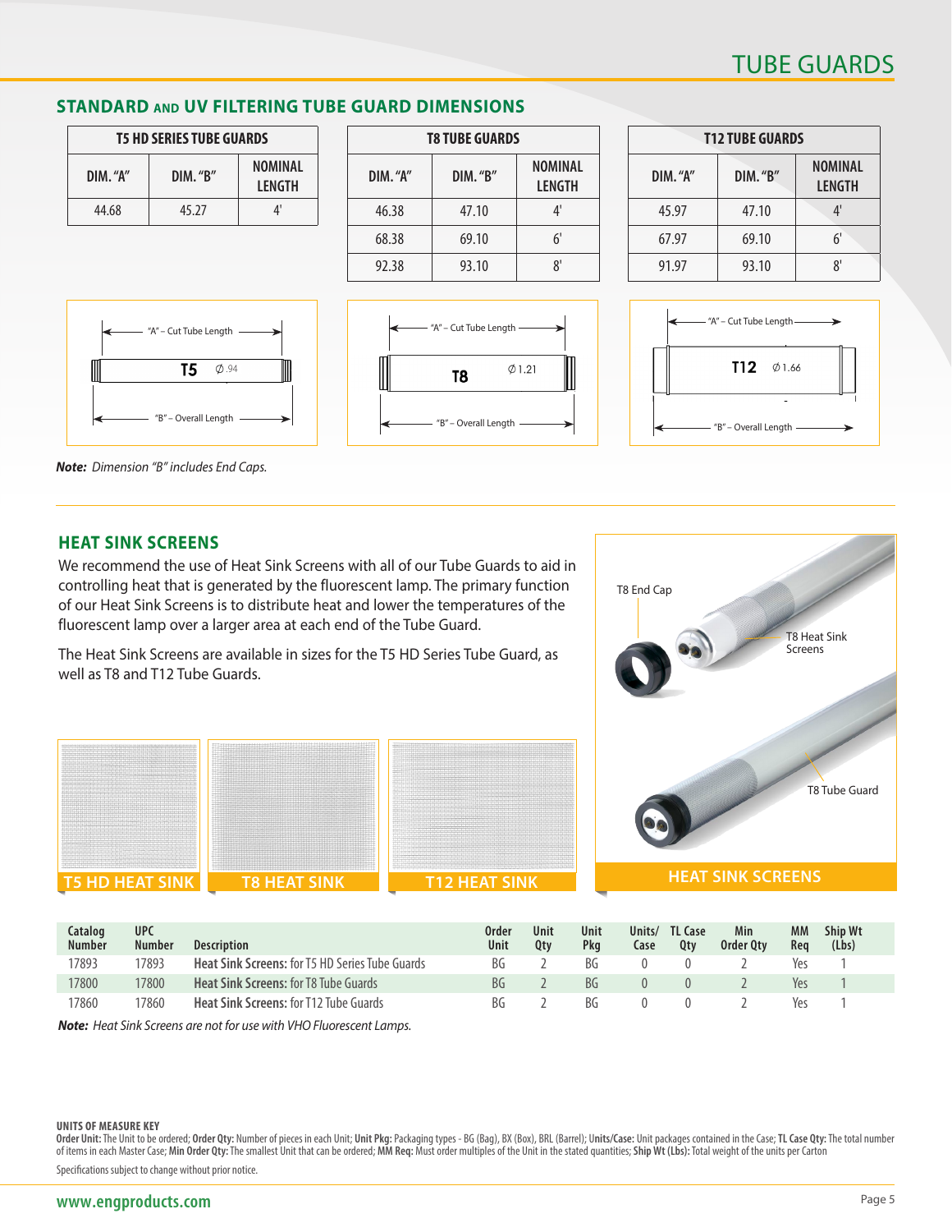# TUBE GUARDS

## STANDARD AND UV FILTERING TUBE GUARD DIMENSIONS

| T5 HD SERIES TUBE GUARDS | | |
|---|---|---|
| DIM. "A" | DIM. "B" | NOMINAL LENGTH |
| 44.68 | 45.27 | 4' |

| T8 TUBE GUARDS | | |
|---|---|---|
| DIM. "A" | DIM. "B" | NOMINAL LENGTH |
| 46.38 | 47.10 | 4' |
| 68.38 | 69.10 | 6' |
| 92.38 | 93.10 | 8' |

| T12 TUBE GUARDS | | |
|---|---|---|
| DIM. "A" | DIM. "B" | NOMINAL LENGTH |
| 45.97 | 47.10 | 4' |
| 67.97 | 69.10 | 6' |
| 91.97 | 93.10 | 8' |

"A" – Cut Tube Length
T5 ∅.94
"B" – Overall Length

"A" – Cut Tube Length
T8 ∅1.21
"B" – Overall Length

"A" – Cut Tube Length
T12 ∅1.66
"B" – Overall Length

***Note:*** *Dimension "B" includes End Caps.*

## HEAT SINK SCREENS

We recommend the use of Heat Sink Screens with all of our Tube Guards to aid in controlling heat that is generated by the fluorescent lamp. The primary function of our Heat Sink Screens is to distribute heat and lower the temperatures of the fluorescent lamp over a larger area at each end of the Tube Guard.

The Heat Sink Screens are available in sizes for the T5 HD Series Tube Guard, as well as T8 and T12 Tube Guards.

T5 HD HEAT SINK

T8 HEAT SINK

T12 HEAT SINK

T8 End Cap

T8 Heat Sink Screens

T8 Tube Guard

HEAT SINK SCREENS

| Catalog Number | UPC Number | Description | Order Unit | Unit Qty | Unit Pkg | Units/ Case | TL Case Qty | Min Order Qty | MM Req | Ship Wt (Lbs) |
|---|---|---|---|---|---|---|---|---|---|---|
| 17893 | 17893 | **Heat Sink Screens:** for T5 HD Series Tube Guards | BG | 2 | BG | 0 | 0 | 2 | Yes | 1 |
| 17800 | 17800 | **Heat Sink Screens:** for T8 Tube Guards | BG | 2 | BG | 0 | 0 | 2 | Yes | 1 |
| 17860 | 17860 | **Heat Sink Screens:** for T12 Tube Guards | BG | 2 | BG | 0 | 0 | 2 | Yes | 1 |

***Note:*** *Heat Sink Screens are not for use with VHO Fluorescent Lamps.*

**UNITS OF MEASURE KEY**

**Order Unit:** The Unit to be ordered; **Order Qty:** Number of pieces in each Unit; **Unit Pkg:** Packaging types - BG (Bag), BX (Box), BRL (Barrel); **Units/Case:** Unit packages contained in the Case; **TL Case Qty:** The total number of items in each Master Case; **Min Order Qty:** The smallest Unit that can be ordered; **MM Req:** Must order multiples of the Unit in the stated quantities; **Ship Wt (Lbs):** Total weight of the units per Carton

Specifications subject to change without prior notice.

www.engproducts.com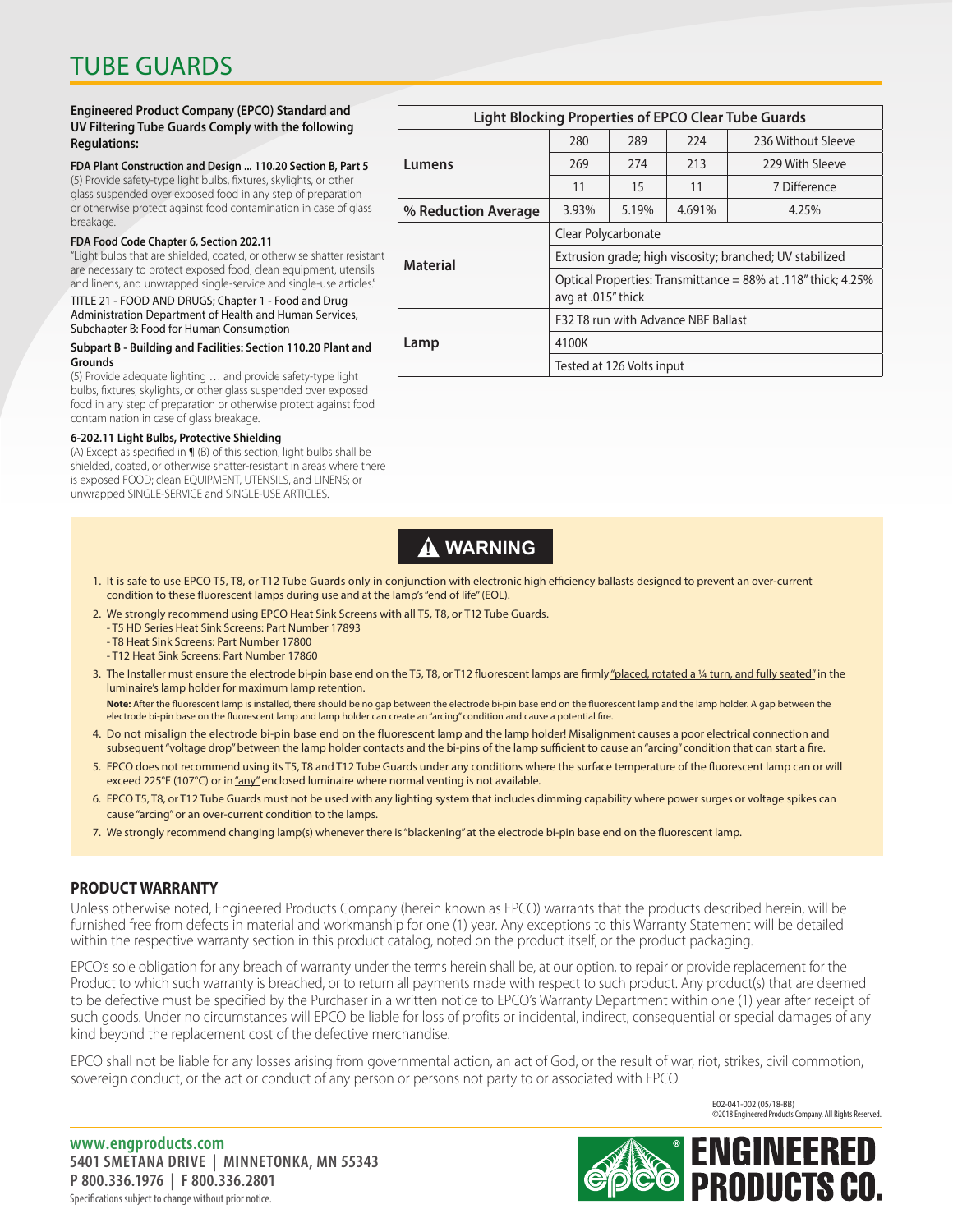# TUBE GUARDS

**Engineered Product Company (EPCO) Standard and UV Filtering Tube Guards Comply with the following Regulations:**

**FDA Plant Construction and Design ... 110.20 Section B, Part 5**
(5) Provide safety-type light bulbs, fixtures, skylights, or other glass suspended over exposed food in any step of preparation or otherwise protect against food contamination in case of glass breakage.

**FDA Food Code Chapter 6, Section 202.11**
"Light bulbs that are shielded, coated, or otherwise shatter resistant are necessary to protect exposed food, clean equipment, utensils and linens, and unwrapped single-service and single-use articles."

TITLE 21 - FOOD AND DRUGS; Chapter 1 - Food and Drug Administration Department of Health and Human Services, Subchapter B: Food for Human Consumption

**Subpart B - Building and Facilities: Section 110.20 Plant and Grounds**
(5) Provide adequate lighting … and provide safety-type light bulbs, fixtures, skylights, or other glass suspended over exposed food in any step of preparation or otherwise protect against food contamination in case of glass breakage.

**6-202.11 Light Bulbs, Protective Shielding**
(A) Except as specified in ¶ (B) of this section, light bulbs shall be shielded, coated, or otherwise shatter-resistant in areas where there is exposed FOOD; clean EQUIPMENT, UTENSILS, and LINENS; or unwrapped SINGLE-SERVICE and SINGLE-USE ARTICLES.

| Light Blocking Properties of EPCO Clear Tube Guards | | | | |
|---|---|---|---|---|
| **Lumens** | 280 | 289 | 224 | 236 Without Sleeve |
| | 269 | 274 | 213 | 229 With Sleeve |
| | 11 | 15 | 11 | 7 Difference |
| **% Reduction Average** | 3.93% | 5.19% | 4.691% | 4.25% |
| **Material** | Clear Polycarbonate | | | |
| | Extrusion grade; high viscosity; branched; UV stabilized | | | |
| | Optical Properties: Transmittance = 88% at .118" thick; 4.25% avg at .015" thick | | | |
| **Lamp** | F32 T8 run with Advance NBF Ballast | | | |
| | 4100K | | | |
| | Tested at 126 Volts input | | | |

## ⚠ WARNING

1. It is safe to use EPCO T5, T8, or T12 Tube Guards only in conjunction with electronic high efficiency ballasts designed to prevent an over-current condition to these fluorescent lamps during use and at the lamp's "end of life" (EOL).
2. We strongly recommend using EPCO Heat Sink Screens with all T5, T8, or T12 Tube Guards.
   - T5 HD Series Heat Sink Screens: Part Number 17893
   - T8 Heat Sink Screens: Part Number 17800
   - T12 Heat Sink Screens: Part Number 17860
3. The Installer must ensure the electrode bi-pin base end on the T5, T8, or T12 fluorescent lamps are firmly "placed, rotated a ¼ turn, and fully seated" in the luminaire's lamp holder for maximum lamp retention.
   **Note:** After the fluorescent lamp is installed, there should be no gap between the electrode bi-pin base end on the fluorescent lamp and the lamp holder. A gap between the electrode bi-pin base on the fluorescent lamp and lamp holder can create an "arcing" condition and cause a potential fire.
4. Do not misalign the electrode bi-pin base end on the fluorescent lamp and the lamp holder! Misalignment causes a poor electrical connection and subsequent "voltage drop" between the lamp holder contacts and the bi-pins of the lamp sufficient to cause an "arcing" condition that can start a fire.
5. EPCO does not recommend using its T5, T8 and T12 Tube Guards under any conditions where the surface temperature of the fluorescent lamp can or will exceed 225°F (107°C) or in "any" enclosed luminaire where normal venting is not available.
6. EPCO T5, T8, or T12 Tube Guards must not be used with any lighting system that includes dimming capability where power surges or voltage spikes can cause "arcing" or an over-current condition to the lamps.
7. We strongly recommend changing lamp(s) whenever there is "blackening" at the electrode bi-pin base end on the fluorescent lamp.

## PRODUCT WARRANTY

Unless otherwise noted, Engineered Products Company (herein known as EPCO) warrants that the products described herein, will be furnished free from defects in material and workmanship for one (1) year. Any exceptions to this Warranty Statement will be detailed within the respective warranty section in this product catalog, noted on the product itself, or the product packaging.

EPCO's sole obligation for any breach of warranty under the terms herein shall be, at our option, to repair or provide replacement for the Product to which such warranty is breached, or to return all payments made with respect to such product. Any product(s) that are deemed to be defective must be specified by the Purchaser in a written notice to EPCO's Warranty Department within one (1) year after receipt of such goods. Under no circumstances will EPCO be liable for loss of profits or incidental, indirect, consequential or special damages of any kind beyond the replacement cost of the defective merchandise.

EPCO shall not be liable for any losses arising from governmental action, an act of God, or the result of war, riot, strikes, civil commotion, sovereign conduct, or the act or conduct of any person or persons not party to or associated with EPCO.

E02-041-002 (05/18-BB)
©2018 Engineered Products Company. All Rights Reserved.

**www.engproducts.com**
**5401 SMETANA DRIVE | MINNETONKA, MN 55343**
**P 800.336.1976 | F 800.336.2801**
Specifications subject to change without prior notice.

ENGINEERED PRODUCTS CO.